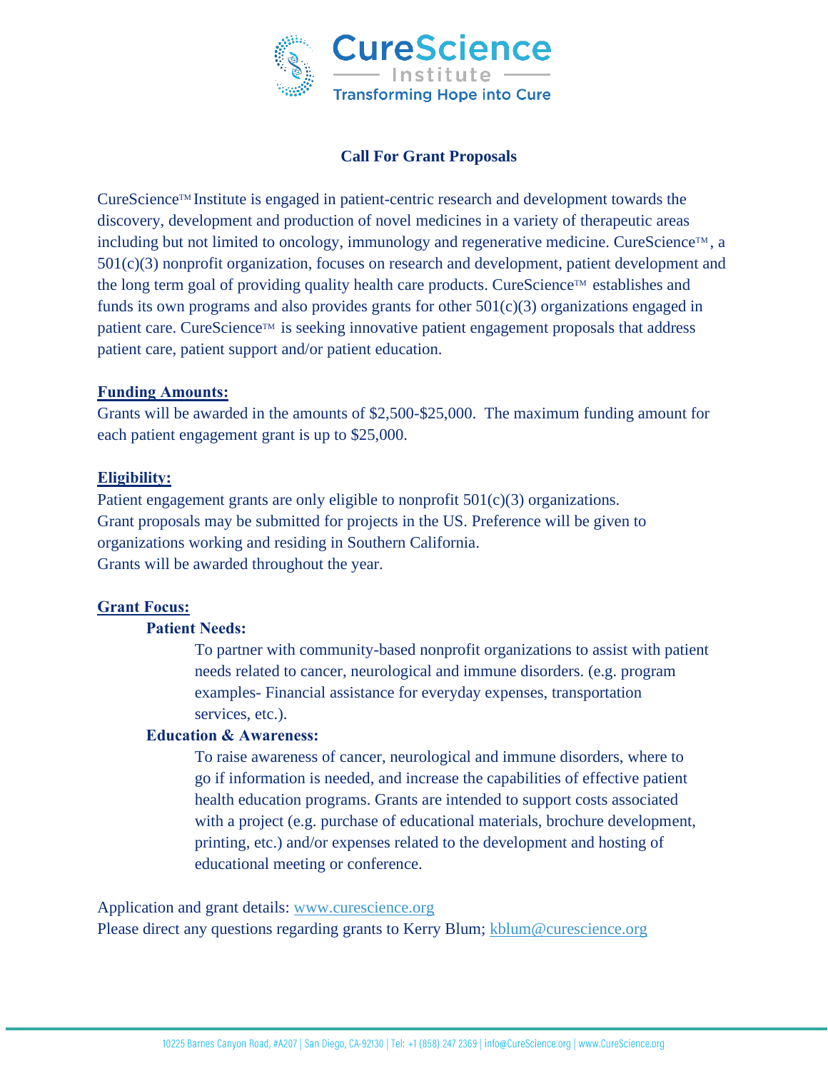CureScience Institute

Transforming Hope into Cure

# Call For Grant Proposals

CureScience™ Institute is engaged in patient-centric research and development towards the discovery, development and production of novel medicines in a variety of therapeutic areas including but not limited to oncology, immunology and regenerative medicine. CureScience™, a 501(c)(3) nonprofit organization, focuses on research and development, patient development and the long term goal of providing quality health care products. CureScience™ establishes and funds its own programs and also provides grants for other 501(c)(3) organizations engaged in patient care. CureScience™ is seeking innovative patient engagement proposals that address patient care, patient support and/or patient education.

## Funding Amounts:

Grants will be awarded in the amounts of $2,500-$25,000. The maximum funding amount for each patient engagement grant is up to $25,000.

## Eligibility:

Patient engagement grants are only eligible to nonprofit 501(c)(3) organizations.
Grant proposals may be submitted for projects in the US. Preference will be given to organizations working and residing in Southern California.
Grants will be awarded throughout the year.

## Grant Focus:

**Patient Needs:**

To partner with community-based nonprofit organizations to assist with patient needs related to cancer, neurological and immune disorders. (e.g. program examples- Financial assistance for everyday expenses, transportation services, etc.).

**Education & Awareness:**

To raise awareness of cancer, neurological and immune disorders, where to go if information is needed, and increase the capabilities of effective patient health education programs. Grants are intended to support costs associated with a project (e.g. purchase of educational materials, brochure development, printing, etc.) and/or expenses related to the development and hosting of educational meeting or conference.

Application and grant details: www.curescience.org
Please direct any questions regarding grants to Kerry Blum; kblum@curescience.org

10225 Barnes Canyon Road, #A207 | San Diego, CA-92130 | Tel: +1 (858) 247 2369 | info@CureScience.org | www.CureScience.org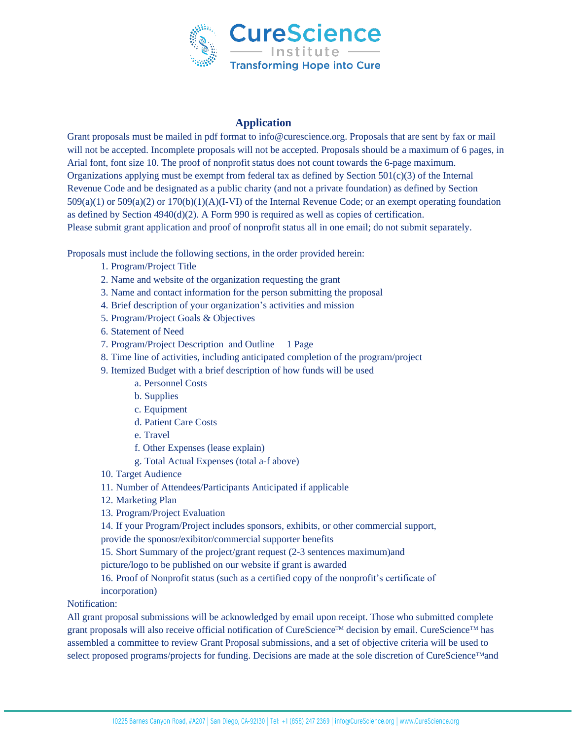## Application

Grant proposals must be mailed in pdf format to info@curescience.org. Proposals that are sent by fax or mail will not be accepted. Incomplete proposals will not be accepted. Proposals should be a maximum of 6 pages, in Arial font, font size 10. The proof of nonprofit status does not count towards the 6-page maximum. Organizations applying must be exempt from federal tax as defined by Section 501(c)(3) of the Internal Revenue Code and be designated as a public charity (and not a private foundation) as defined by Section 509(a)(1) or 509(a)(2) or 170(b)(1)(A)(I-VI) of the Internal Revenue Code; or an exempt operating foundation as defined by Section 4940(d)(2). A Form 990 is required as well as copies of certification. Please submit grant application and proof of nonprofit status all in one email; do not submit separately.

Proposals must include the following sections, in the order provided herein:

1. Program/Project Title
2. Name and website of the organization requesting the grant
3. Name and contact information for the person submitting the proposal
4. Brief description of your organization's activities and mission
5. Program/Project Goals & Objectives
6. Statement of Need
7. Program/Project Description and Outline 1 Page
8. Time line of activities, including anticipated completion of the program/project
9. Itemized Budget with a brief description of how funds will be used
   a. Personnel Costs
   b. Supplies
   c. Equipment
   d. Patient Care Costs
   e. Travel
   f. Other Expenses (lease explain)
   g. Total Actual Expenses (total a-f above)
10. Target Audience
11. Number of Attendees/Participants Anticipated if applicable
12. Marketing Plan
13. Program/Project Evaluation
14. If your Program/Project includes sponsors, exhibits, or other commercial support, provide the sponosr/exibitor/commercial supporter benefits
15. Short Summary of the project/grant request (2-3 sentences maximum)and picture/logo to be published on our website if grant is awarded
16. Proof of Nonprofit status (such as a certified copy of the nonprofit's certificate of incorporation)

Notification:

All grant proposal submissions will be acknowledged by email upon receipt. Those who submitted complete grant proposals will also receive official notification of CureScience™ decision by email. CureScience™ has assembled a committee to review Grant Proposal submissions, and a set of objective criteria will be used to select proposed programs/projects for funding. Decisions are made at the sole discretion of CureScience™and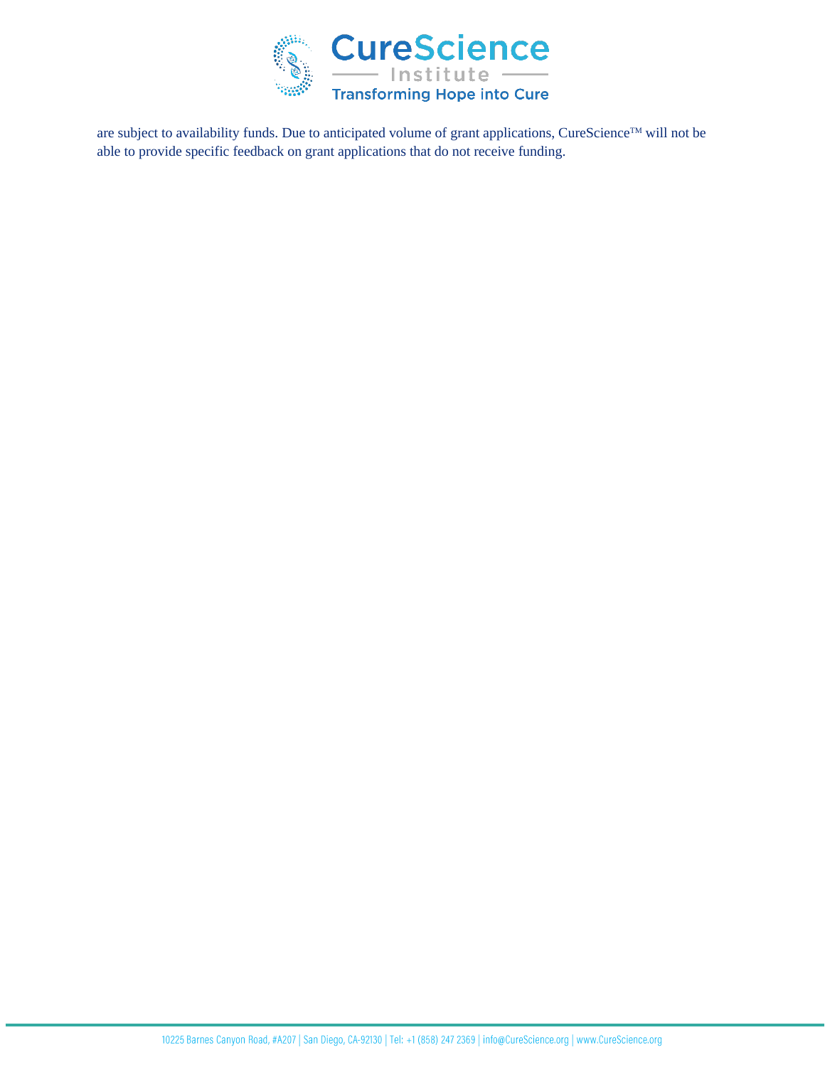are subject to availability funds. Due to anticipated volume of grant applications, CureScience™ will not be able to provide specific feedback on grant applications that do not receive funding.